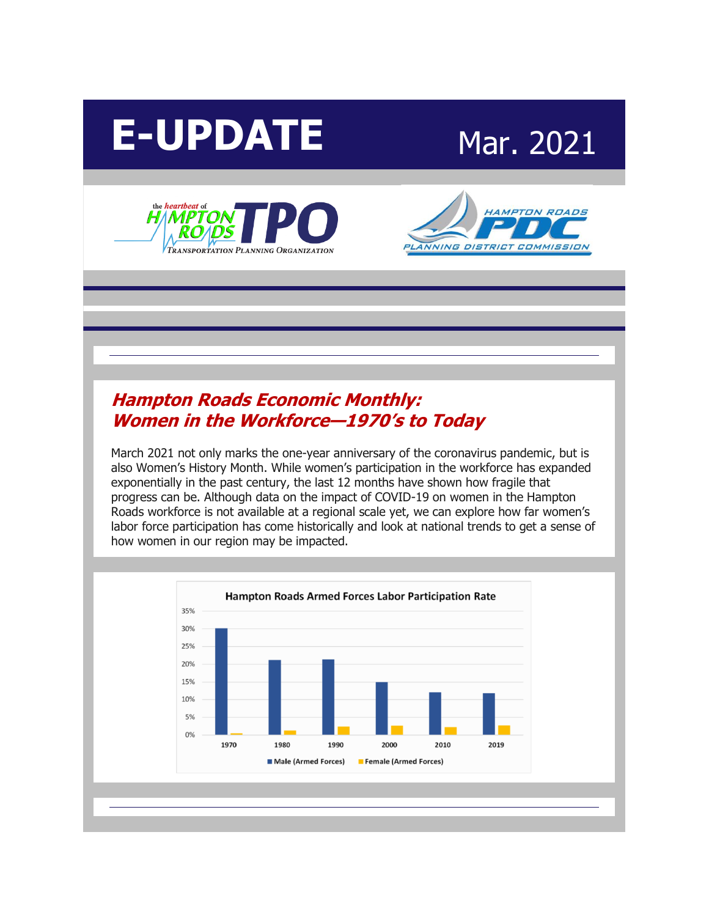# E-UPDATE

Mar. 2021

## *Hampton Roads Economic Monthly: Women in the Workforce—1970's to Today*

March 2021 not only marks the one-year anniversary of the coronavirus pandemic, but is also Women's History Month. While women's participation in the workforce has expanded exponentially in the past century, the last 12 months have shown how fragile that progress can be. Although data on the impact of COVID-19 on women in the Hampton Roads workforce is not available at a regional scale yet, we can explore how far women's labor force participation has come historically and look at national trends to get a sense of how women in our region may be impacted.

**Hampton Roads Armed Forces Labor Participation Rate**

| | 1970 | 1980 | 1990 | 2000 | 2010 | 2019 |
|---|---|---|---|---|---|---|
| Male (Armed Forces) | ~30% | ~21% | ~21% | ~15% | ~12% | ~12% |
| Female (Armed Forces) | ~0.5% | ~1% | ~2% | ~2.5% | ~2% | ~2.5% |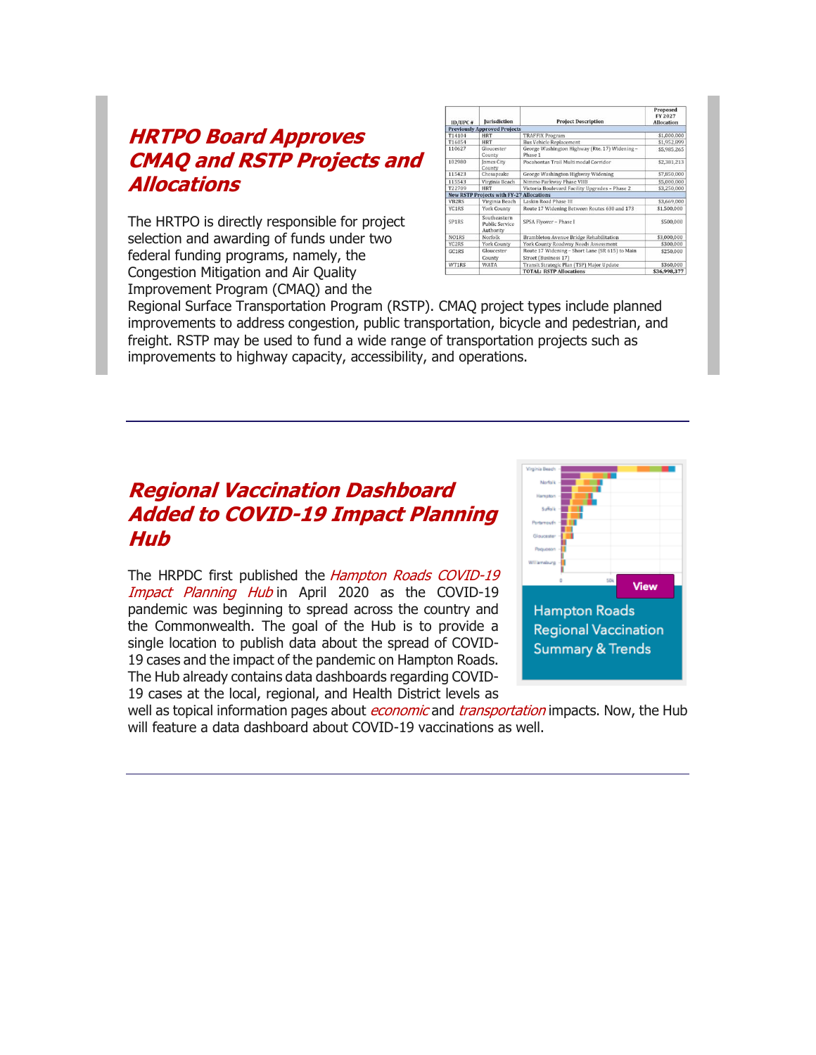## HRTPO Board Approves CMAQ and RSTP Projects and Allocations

| ID/UPC # | Jurisdiction | Project Description | Proposed FY 2027 Allocation |
|---|---|---|---|
| **Previously Approved Projects** | | | |
| T14104 | HRT | TRAFFIX Program | $1,000,000 |
| T16054 | HRT | Bus Vehicle Replacement | $1,952,099 |
| 110627 | Gloucester County | George Washington Highway (Rte. 17) Widening – Phase 1 | $5,985,265 |
| 102980 | James City County | Pocahontas Trail Multimodal Corridor | $2,381,213 |
| 115423 | Chesapeake | George Washington Highway Widening | $7,850,000 |
| 115543 | Virginia Beach | Nimmo Parkway Phase VIIB | $5,000,000 |
| T22709 | HRT | Victoria Boulevard Facility Upgrades – Phase 2 | $3,250,000 |
| **New RSTP Projects with FY-27 Allocations** | | | |
| VB2RS | Virginia Beach | Laskin Road Phase III | $3,669,000 |
| YC1RS | York County | Route 17 Widening Between Routes 630 and 173 | $1,500,000 |
| SP1RS | Southeastern Public Service Authority | SPSA Flyover – Phase I | $500,000 |
| NO1RS | Norfolk | Brambleton Avenue Bridge Rehabilitation | $3,000,000 |
| YC2RS | York County | York County Roadway Needs Assessment | $300,000 |
| GC1RS | Gloucester County | Route 17 Widening – Short Lane (SR 615) to Main Street (Business 17) | $250,000 |
| WT1RS | WATA | Transit Strategic Plan (TSP) Major Update | $360,000 |
| | | **TOTAL: RSTP Allocations** | **$36,998,377** |

The HRTPO is directly responsible for project selection and awarding of funds under two federal funding programs, namely, the Congestion Mitigation and Air Quality Improvement Program (CMAQ) and the Regional Surface Transportation Program (RSTP). CMAQ project types include planned improvements to address congestion, public transportation, bicycle and pedestrian, and freight. RSTP may be used to fund a wide range of transportation projects such as improvements to highway capacity, accessibility, and operations.

---

## Regional Vaccination Dashboard Added to COVID-19 Impact Planning Hub

The HRPDC first published the *Hampton Roads COVID-19 Impact Planning Hub* in April 2020 as the COVID-19 pandemic was beginning to spread across the country and the Commonwealth. The goal of the Hub is to provide a single location to publish data about the spread of COVID-19 cases and the impact of the pandemic on Hampton Roads. The Hub already contains data dashboards regarding COVID-19 cases at the local, regional, and Health District levels as well as topical information pages about *economic* and *transportation* impacts. Now, the Hub will feature a data dashboard about COVID-19 vaccinations as well.

View

Hampton Roads Regional Vaccination Summary & Trends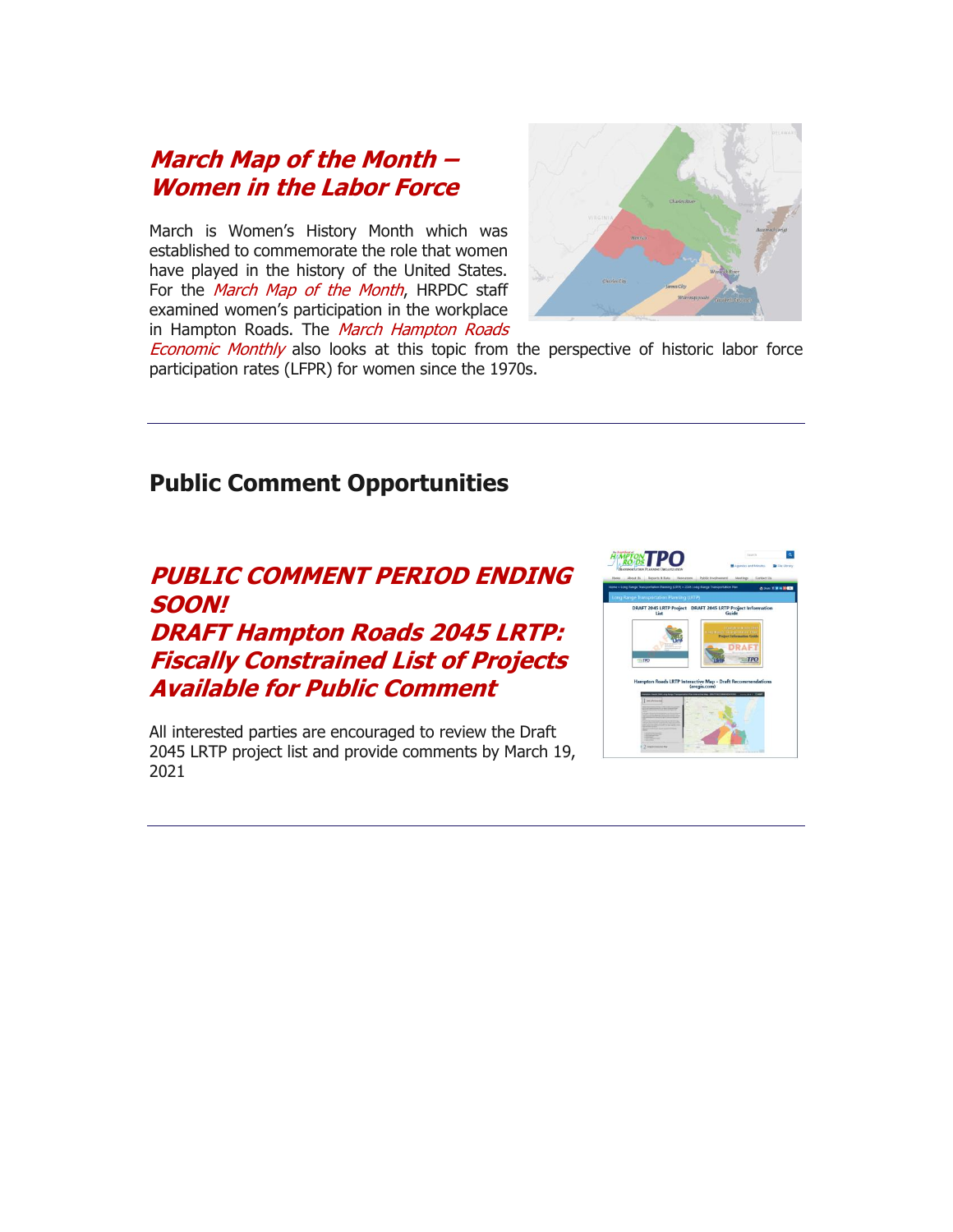### *March Map of the Month – Women in the Labor Force*

March is Women's History Month which was established to commemorate the role that women have played in the history of the United States. For the *March Map of the Month*, HRPDC staff examined women's participation in the workplace in Hampton Roads. The *March Hampton Roads Economic Monthly* also looks at this topic from the perspective of historic labor force participation rates (LFPR) for women since the 1970s.

---

## Public Comment Opportunities

### *PUBLIC COMMENT PERIOD ENDING SOON! DRAFT Hampton Roads 2045 LRTP: Fiscally Constrained List of Projects Available for Public Comment*

All interested parties are encouraged to review the Draft 2045 LRTP project list and provide comments by March 19, 2021

---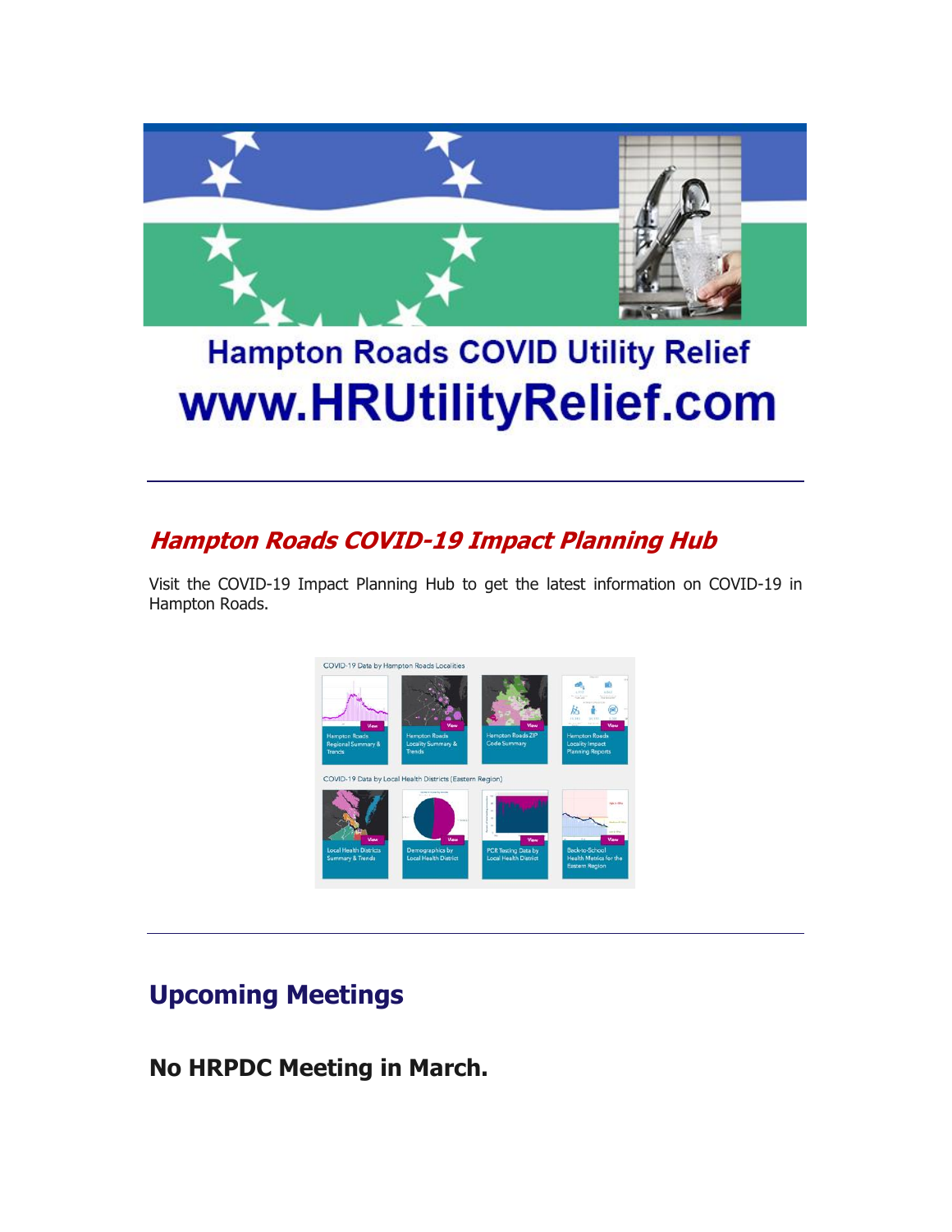Hampton Roads COVID Utility Relief

www.HRUtilityRelief.com

---

## *Hampton Roads COVID-19 Impact Planning Hub*

Visit the COVID-19 Impact Planning Hub to get the latest information on COVID-19 in Hampton Roads.

---

# Upcoming Meetings

## No HRPDC Meeting in March.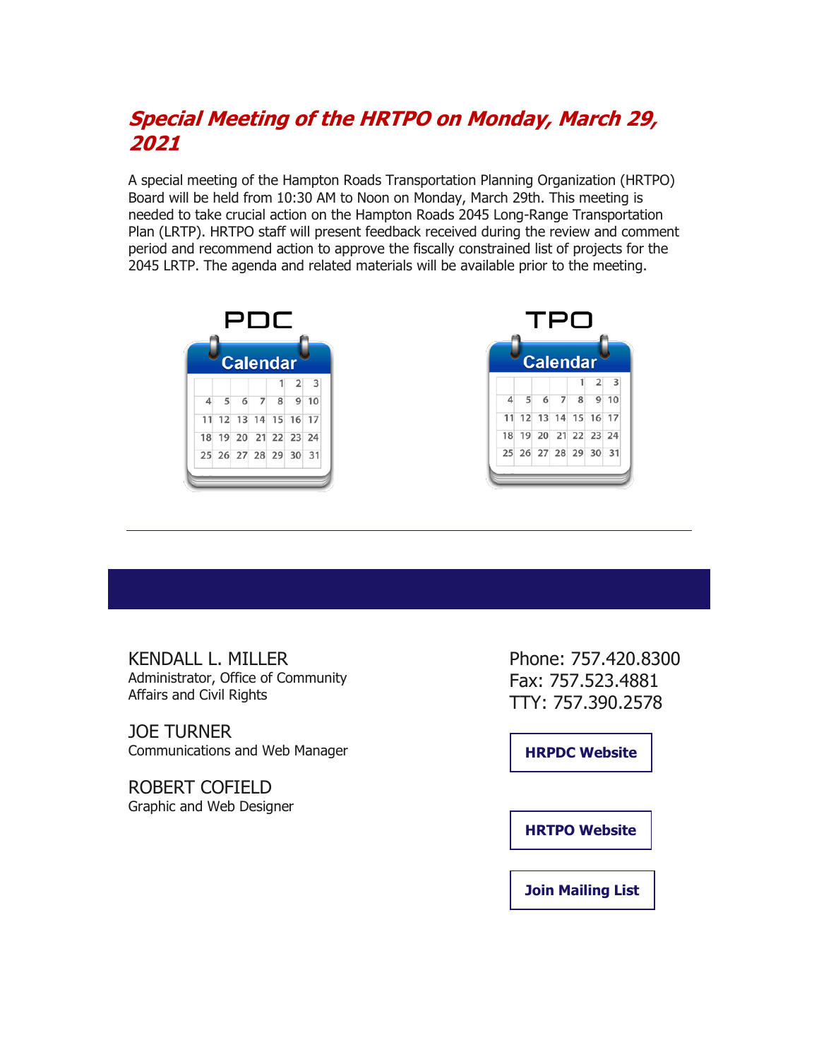## *Special Meeting of the HRTPO on Monday, March 29, 2021*

A special meeting of the Hampton Roads Transportation Planning Organization (HRTPO) Board will be held from 10:30 AM to Noon on Monday, March 29th. This meeting is needed to take crucial action on the Hampton Roads 2045 Long-Range Transportation Plan (LRTP). HRTPO staff will present feedback received during the review and comment period and recommend action to approve the fiscally constrained list of projects for the 2045 LRTP. The agenda and related materials will be available prior to the meeting.

PDC

TPO

---

KENDALL L. MILLER
Administrator, Office of Community Affairs and Civil Rights

JOE TURNER
Communications and Web Manager

ROBERT COFIELD
Graphic and Web Designer

Phone: 757.420.8300
Fax: 757.523.4881
TTY: 757.390.2578

**HRPDC Website**

**HRTPO Website**

**Join Mailing List**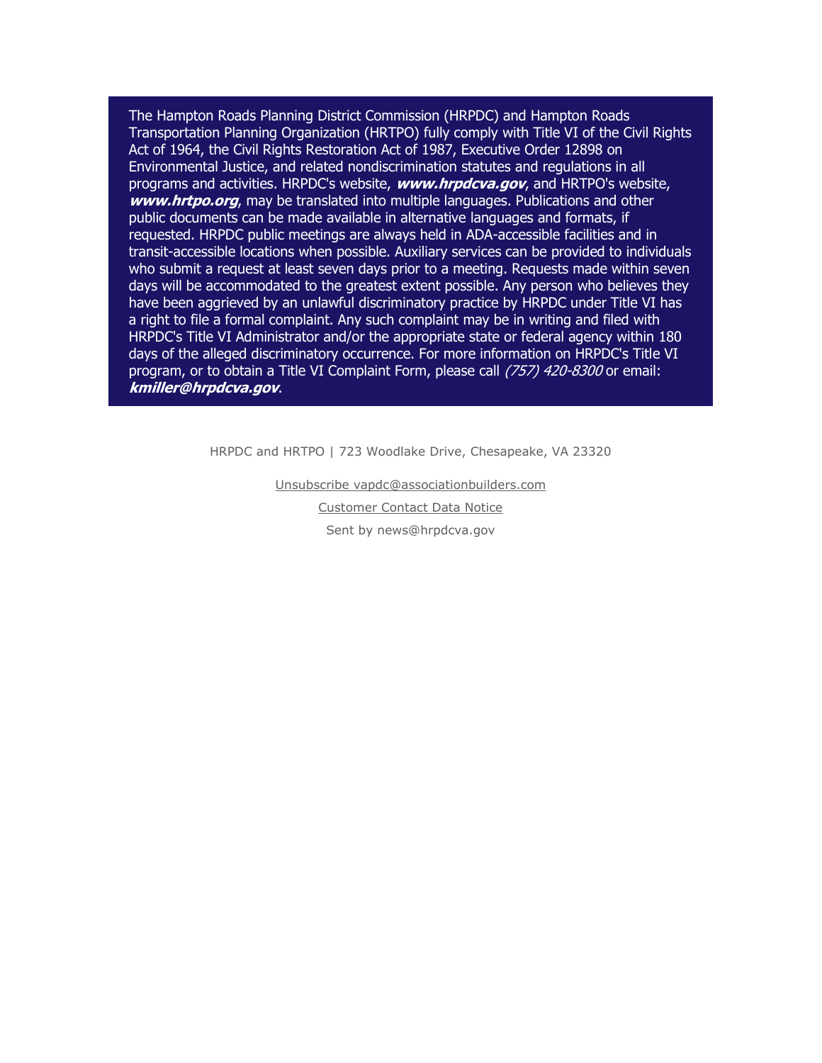The Hampton Roads Planning District Commission (HRPDC) and Hampton Roads Transportation Planning Organization (HRTPO) fully comply with Title VI of the Civil Rights Act of 1964, the Civil Rights Restoration Act of 1987, Executive Order 12898 on Environmental Justice, and related nondiscrimination statutes and regulations in all programs and activities. HRPDC's website, ***www.hrpdcva.gov***, and HRTPO's website, ***www.hrtpo.org***, may be translated into multiple languages. Publications and other public documents can be made available in alternative languages and formats, if requested. HRPDC public meetings are always held in ADA-accessible facilities and in transit-accessible locations when possible. Auxiliary services can be provided to individuals who submit a request at least seven days prior to a meeting. Requests made within seven days will be accommodated to the greatest extent possible. Any person who believes they have been aggrieved by an unlawful discriminatory practice by HRPDC under Title VI has a right to file a formal complaint. Any such complaint may be in writing and filed with HRPDC's Title VI Administrator and/or the appropriate state or federal agency within 180 days of the alleged discriminatory occurrence. For more information on HRPDC's Title VI program, or to obtain a Title VI Complaint Form, please call *(757) 420-8300* or email: ***kmiller@hrpdcva.gov***.

HRPDC and HRTPO | 723 Woodlake Drive, Chesapeake, VA 23320

Unsubscribe vapdc@associationbuilders.com

Customer Contact Data Notice

Sent by news@hrpdcva.gov